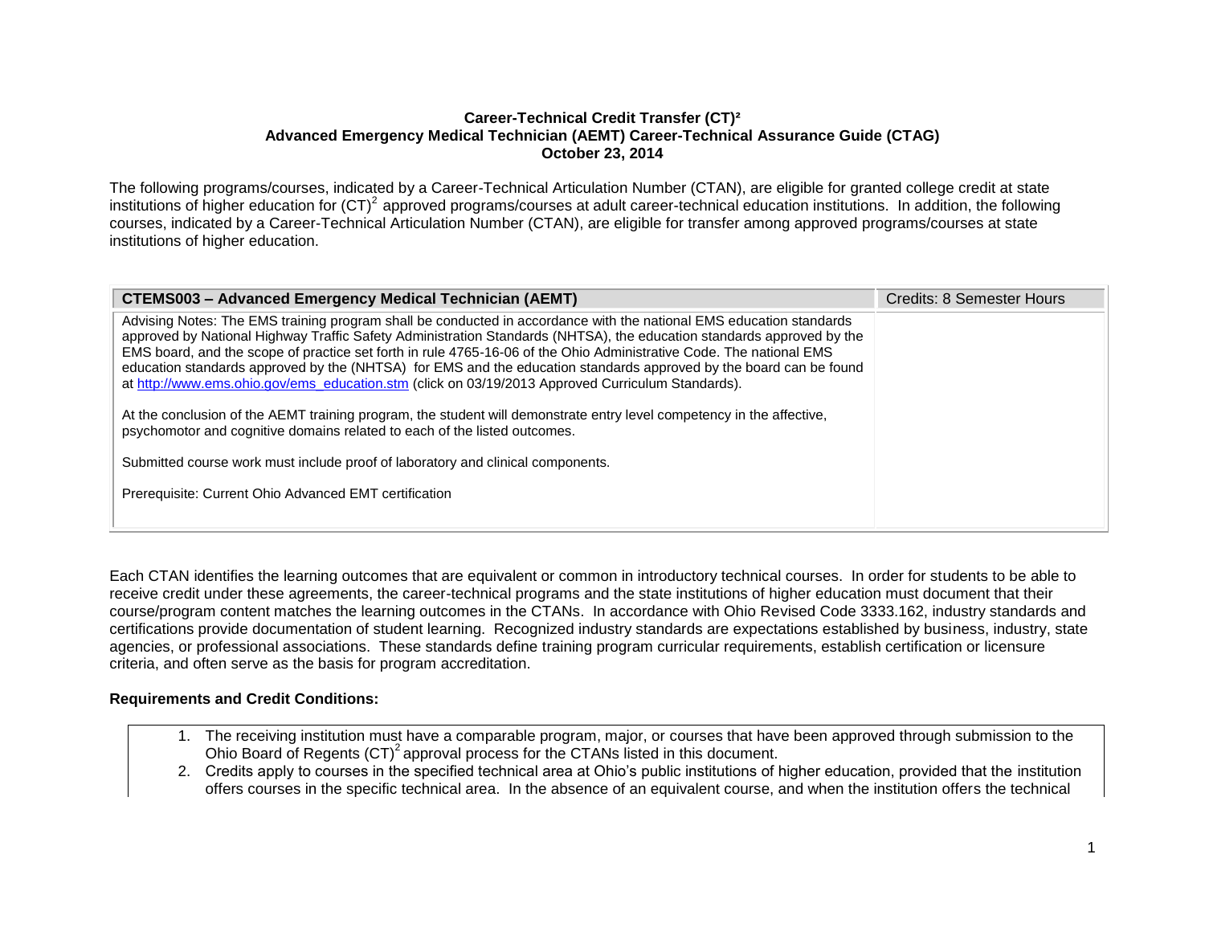**Career-Technical Credit Transfer (CT)²**
**Advanced Emergency Medical Technician (AEMT) Career-Technical Assurance Guide (CTAG)**
**October 23, 2014**

The following programs/courses, indicated by a Career-Technical Articulation Number (CTAN), are eligible for granted college credit at state institutions of higher education for (CT)² approved programs/courses at adult career-technical education institutions. In addition, the following courses, indicated by a Career-Technical Articulation Number (CTAN), are eligible for transfer among approved programs/courses at state institutions of higher education.

| **CTEMS003 – Advanced Emergency Medical Technician (AEMT)** | Credits: 8 Semester Hours |
|---|---|
| Advising Notes: The EMS training program shall be conducted in accordance with the national EMS education standards approved by National Highway Traffic Safety Administration Standards (NHTSA), the education standards approved by the EMS board, and the scope of practice set forth in rule 4765-16-06 of the Ohio Administrative Code. The national EMS education standards approved by the (NHTSA) for EMS and the education standards approved by the board can be found at http://www.ems.ohio.gov/ems_education.stm (click on 03/19/2013 Approved Curriculum Standards).<br><br>At the conclusion of the AEMT training program, the student will demonstrate entry level competency in the affective, psychomotor and cognitive domains related to each of the listed outcomes.<br><br>Submitted course work must include proof of laboratory and clinical components.<br><br>Prerequisite: Current Ohio Advanced EMT certification | |

Each CTAN identifies the learning outcomes that are equivalent or common in introductory technical courses. In order for students to be able to receive credit under these agreements, the career-technical programs and the state institutions of higher education must document that their course/program content matches the learning outcomes in the CTANs. In accordance with Ohio Revised Code 3333.162, industry standards and certifications provide documentation of student learning. Recognized industry standards are expectations established by business, industry, state agencies, or professional associations. These standards define training program curricular requirements, establish certification or licensure criteria, and often serve as the basis for program accreditation.

**Requirements and Credit Conditions:**

1. The receiving institution must have a comparable program, major, or courses that have been approved through submission to the Ohio Board of Regents (CT)² approval process for the CTANs listed in this document.
2. Credits apply to courses in the specified technical area at Ohio's public institutions of higher education, provided that the institution offers courses in the specific technical area. In the absence of an equivalent course, and when the institution offers the technical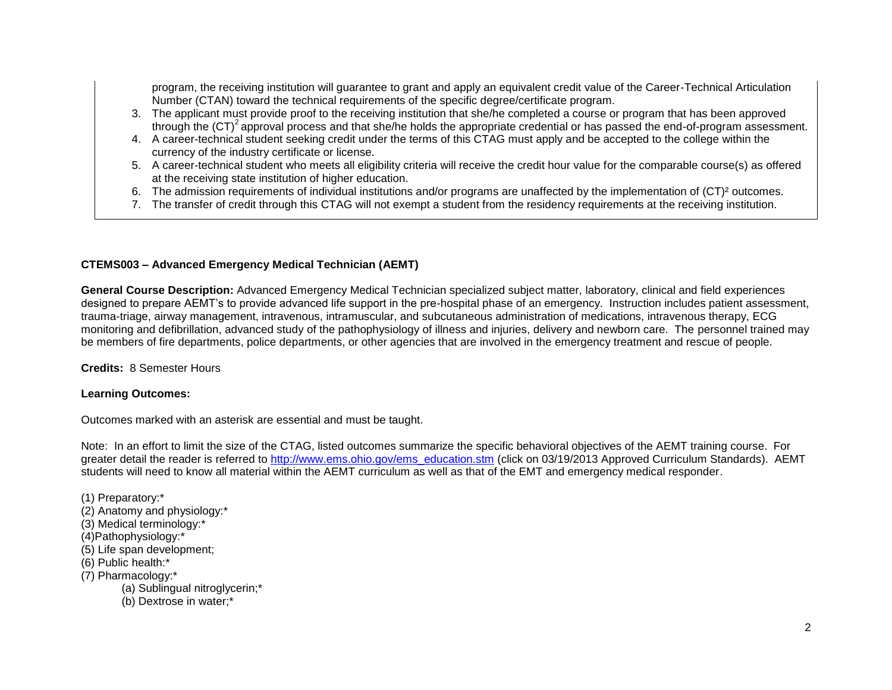program, the receiving institution will guarantee to grant and apply an equivalent credit value of the Career-Technical Articulation Number (CTAN) toward the technical requirements of the specific degree/certificate program.

3. The applicant must provide proof to the receiving institution that she/he completed a course or program that has been approved through the $(CT)^2$ approval process and that she/he holds the appropriate credential or has passed the end-of-program assessment.
4. A career-technical student seeking credit under the terms of this CTAG must apply and be accepted to the college within the currency of the industry certificate or license.
5. A career-technical student who meets all eligibility criteria will receive the credit hour value for the comparable course(s) as offered at the receiving state institution of higher education.
6. The admission requirements of individual institutions and/or programs are unaffected by the implementation of $(CT)^2$ outcomes.
7. The transfer of credit through this CTAG will not exempt a student from the residency requirements at the receiving institution.

**CTEMS003 – Advanced Emergency Medical Technician (AEMT)**

**General Course Description:** Advanced Emergency Medical Technician specialized subject matter, laboratory, clinical and field experiences designed to prepare AEMT's to provide advanced life support in the pre-hospital phase of an emergency. Instruction includes patient assessment, trauma-triage, airway management, intravenous, intramuscular, and subcutaneous administration of medications, intravenous therapy, ECG monitoring and defibrillation, advanced study of the pathophysiology of illness and injuries, delivery and newborn care. The personnel trained may be members of fire departments, police departments, or other agencies that are involved in the emergency treatment and rescue of people.

**Credits:** 8 Semester Hours

**Learning Outcomes:**

Outcomes marked with an asterisk are essential and must be taught.

Note: In an effort to limit the size of the CTAG, listed outcomes summarize the specific behavioral objectives of the AEMT training course. For greater detail the reader is referred to http://www.ems.ohio.gov/ems_education.stm (click on 03/19/2013 Approved Curriculum Standards). AEMT students will need to know all material within the AEMT curriculum as well as that of the EMT and emergency medical responder.

(1) Preparatory:*
(2) Anatomy and physiology:*
(3) Medical terminology:*
(4)Pathophysiology:*
(5) Life span development;
(6) Public health:*
(7) Pharmacology:*
   (a) Sublingual nitroglycerin;*
   (b) Dextrose in water;*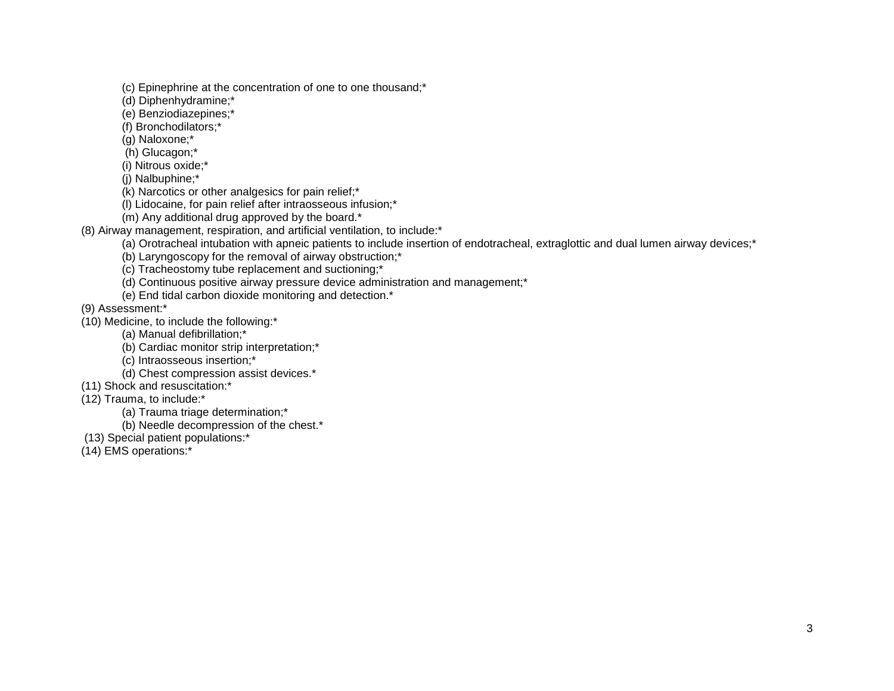(c) Epinephrine at the concentration of one to one thousand;*

(d) Diphenhydramine;*

(e) Benziodiazepines;*

(f) Bronchodilators;*

(g) Naloxone;*

(h) Glucagon;*

(i) Nitrous oxide;*

(j) Nalbuphine;*

(k) Narcotics or other analgesics for pain relief;*

(l) Lidocaine, for pain relief after intraosseous infusion;*

(m) Any additional drug approved by the board.*

(8) Airway management, respiration, and artificial ventilation, to include:*

(a) Orotracheal intubation with apneic patients to include insertion of endotracheal, extraglottic and dual lumen airway devices;*

(b) Laryngoscopy for the removal of airway obstruction;*

(c) Tracheostomy tube replacement and suctioning;*

(d) Continuous positive airway pressure device administration and management;*

(e) End tidal carbon dioxide monitoring and detection.*

(9) Assessment:*

(10) Medicine, to include the following:*

(a) Manual defibrillation;*

(b) Cardiac monitor strip interpretation;*

(c) Intraosseous insertion;*

(d) Chest compression assist devices.*

(11) Shock and resuscitation:*

(12) Trauma, to include:*

(a) Trauma triage determination;*

(b) Needle decompression of the chest.*

(13) Special patient populations:*

(14) EMS operations:*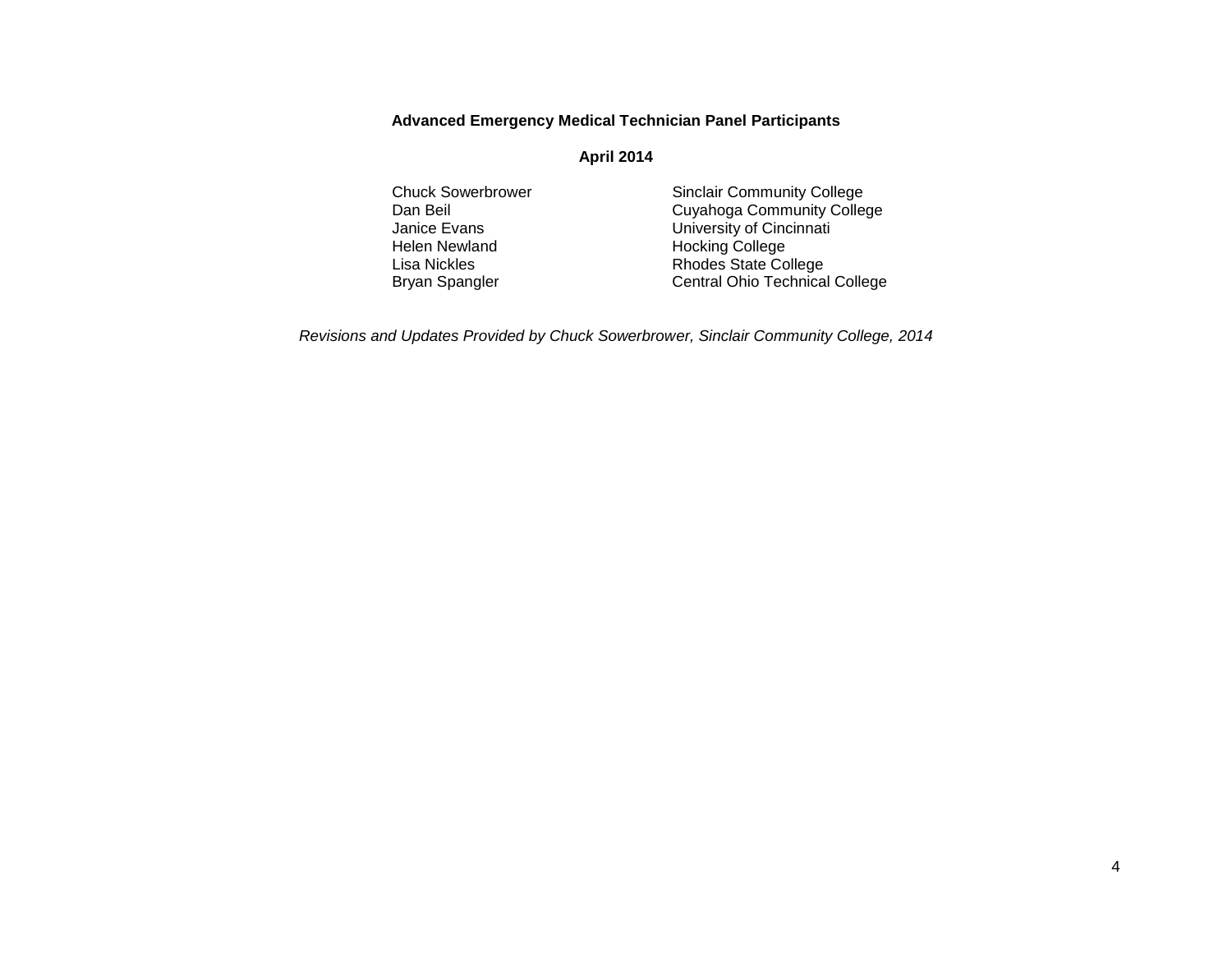**Advanced Emergency Medical Technician Panel Participants**

**April 2014**

| | |
|---|---|
| Chuck Sowerbrower | Sinclair Community College |
| Dan Beil | Cuyahoga Community College |
| Janice Evans | University of Cincinnati |
| Helen Newland | Hocking College |
| Lisa Nickles | Rhodes State College |
| Bryan Spangler | Central Ohio Technical College |

*Revisions and Updates Provided by Chuck Sowerbrower, Sinclair Community College, 2014*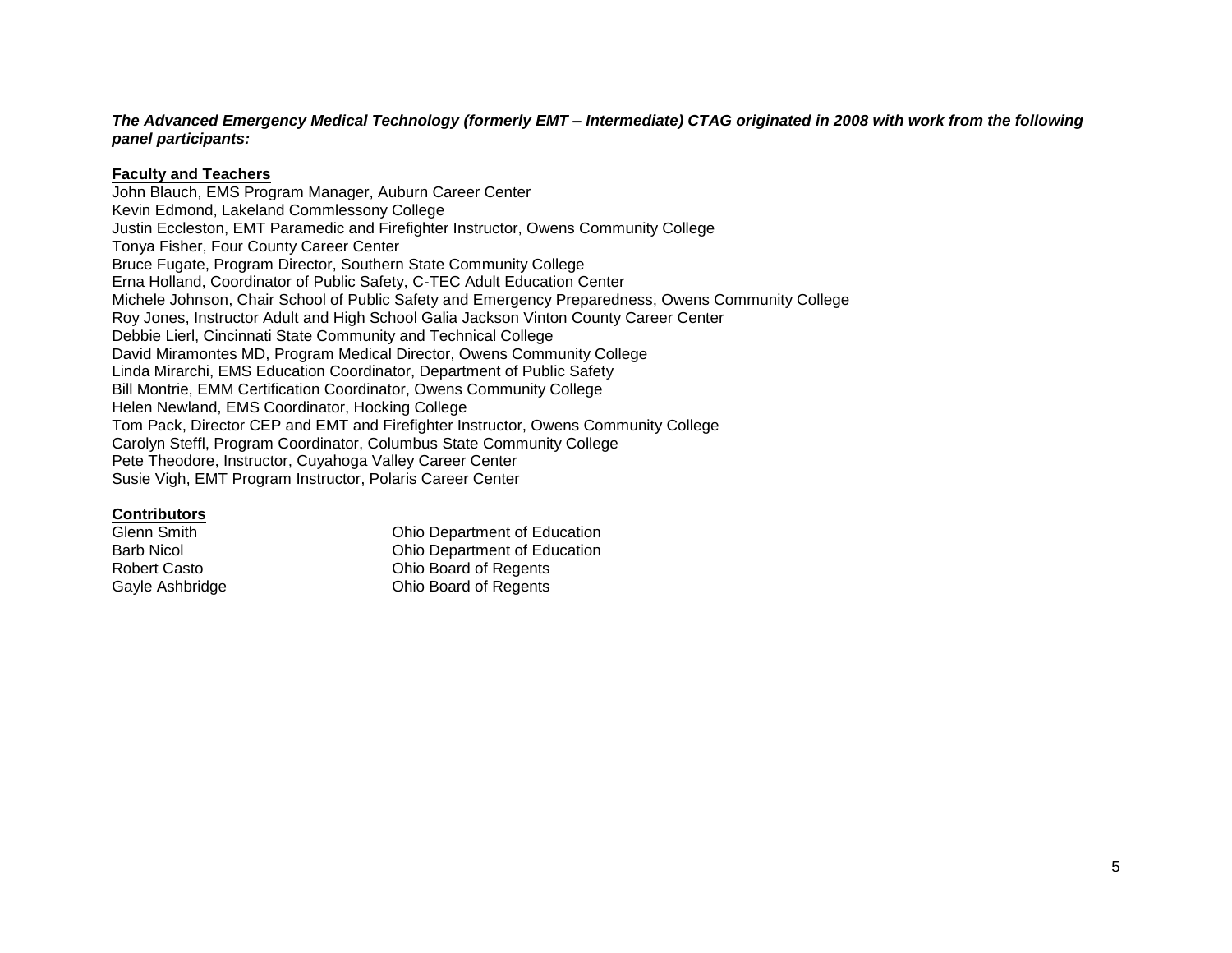***The Advanced Emergency Medical Technology (formerly EMT – Intermediate) CTAG originated in 2008 with work from the following panel participants:***

**Faculty and Teachers**

John Blauch, EMS Program Manager, Auburn Career Center
Kevin Edmond, Lakeland Commlessony College
Justin Eccleston, EMT Paramedic and Firefighter Instructor, Owens Community College
Tonya Fisher, Four County Career Center
Bruce Fugate, Program Director, Southern State Community College
Erna Holland, Coordinator of Public Safety, C-TEC Adult Education Center
Michele Johnson, Chair School of Public Safety and Emergency Preparedness, Owens Community College
Roy Jones, Instructor Adult and High School Galia Jackson Vinton County Career Center
Debbie Lierl, Cincinnati State Community and Technical College
David Miramontes MD, Program Medical Director, Owens Community College
Linda Mirarchi, EMS Education Coordinator, Department of Public Safety
Bill Montrie, EMM Certification Coordinator, Owens Community College
Helen Newland, EMS Coordinator, Hocking College
Tom Pack, Director CEP and EMT and Firefighter Instructor, Owens Community College
Carolyn Steffl, Program Coordinator, Columbus State Community College
Pete Theodore, Instructor, Cuyahoga Valley Career Center
Susie Vigh, EMT Program Instructor, Polaris Career Center

**Contributors**

| | |
|---|---|
| Glenn Smith | Ohio Department of Education |
| Barb Nicol | Ohio Department of Education |
| Robert Casto | Ohio Board of Regents |
| Gayle Ashbridge | Ohio Board of Regents |